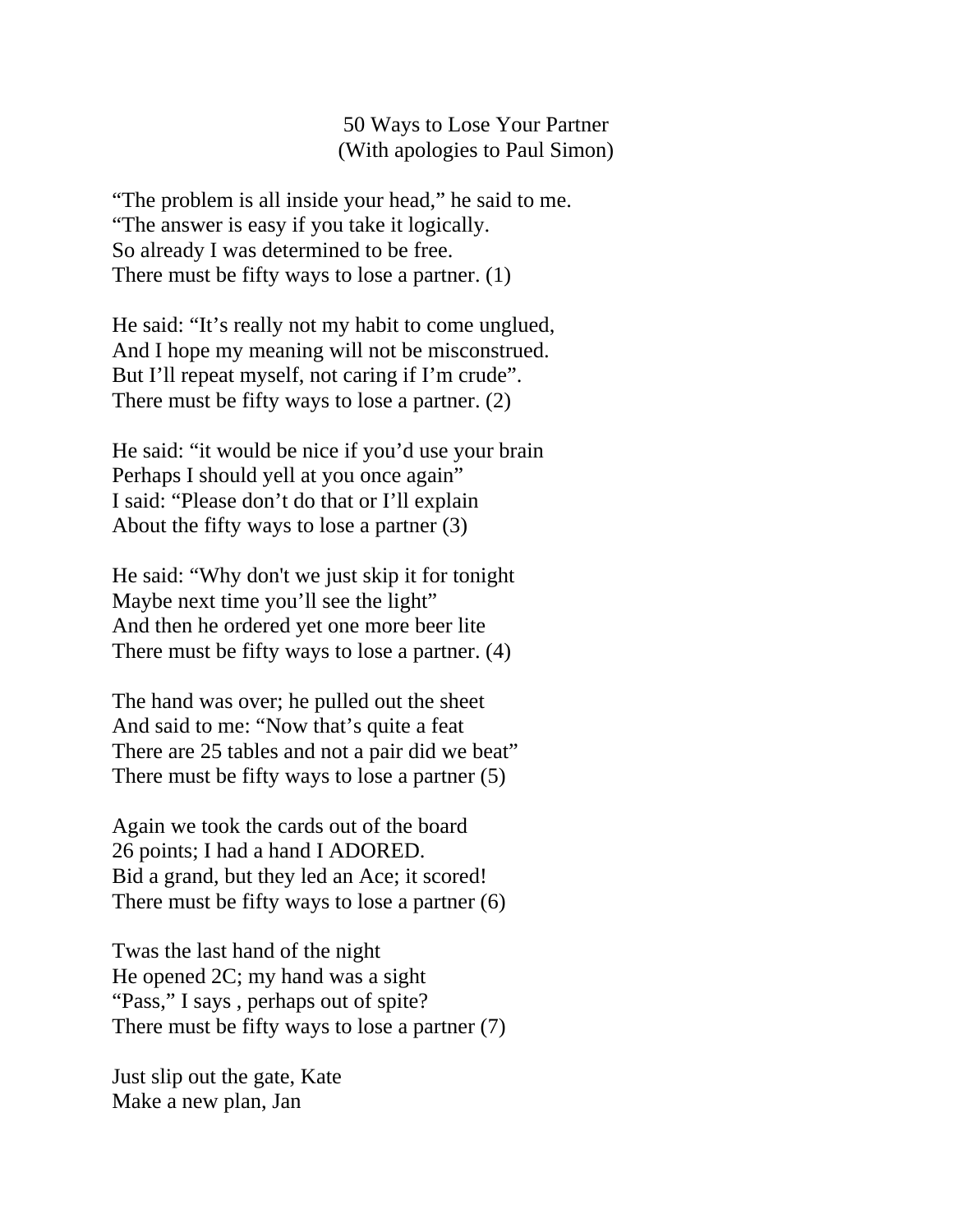50 Ways to Lose Your Partner
(With apologies to Paul Simon)

"The problem is all inside your head," he said to me.
"The answer is easy if you take it logically.
So already I was determined to be free.
There must be fifty ways to lose a partner. (1)

He said: "It's really not my habit to come unglued,
And I hope my meaning will not be misconstrued.
But I'll repeat myself, not caring if I'm crude".
There must be fifty ways to lose a partner. (2)

He said: "it would be nice if you'd use your brain
Perhaps I should yell at you once again"
I said: "Please don't do that or I'll explain
About the fifty ways to lose a partner (3)

He said: "Why don't we just skip it for tonight
Maybe next time you'll see the light"
And then he ordered yet one more beer lite
There must be fifty ways to lose a partner. (4)

The hand was over; he pulled out the sheet
And said to me: "Now that's quite a feat
There are 25 tables and not a pair did we beat"
There must be fifty ways to lose a partner (5)

Again we took the cards out of the board
26 points; I had a hand I ADORED.
Bid a grand, but they led an Ace; it scored!
There must be fifty ways to lose a partner (6)

Twas the last hand of the night
He opened 2C; my hand was a sight
"Pass," I says , perhaps out of spite?
There must be fifty ways to lose a partner (7)

Just slip out the gate, Kate
Make a new plan, Jan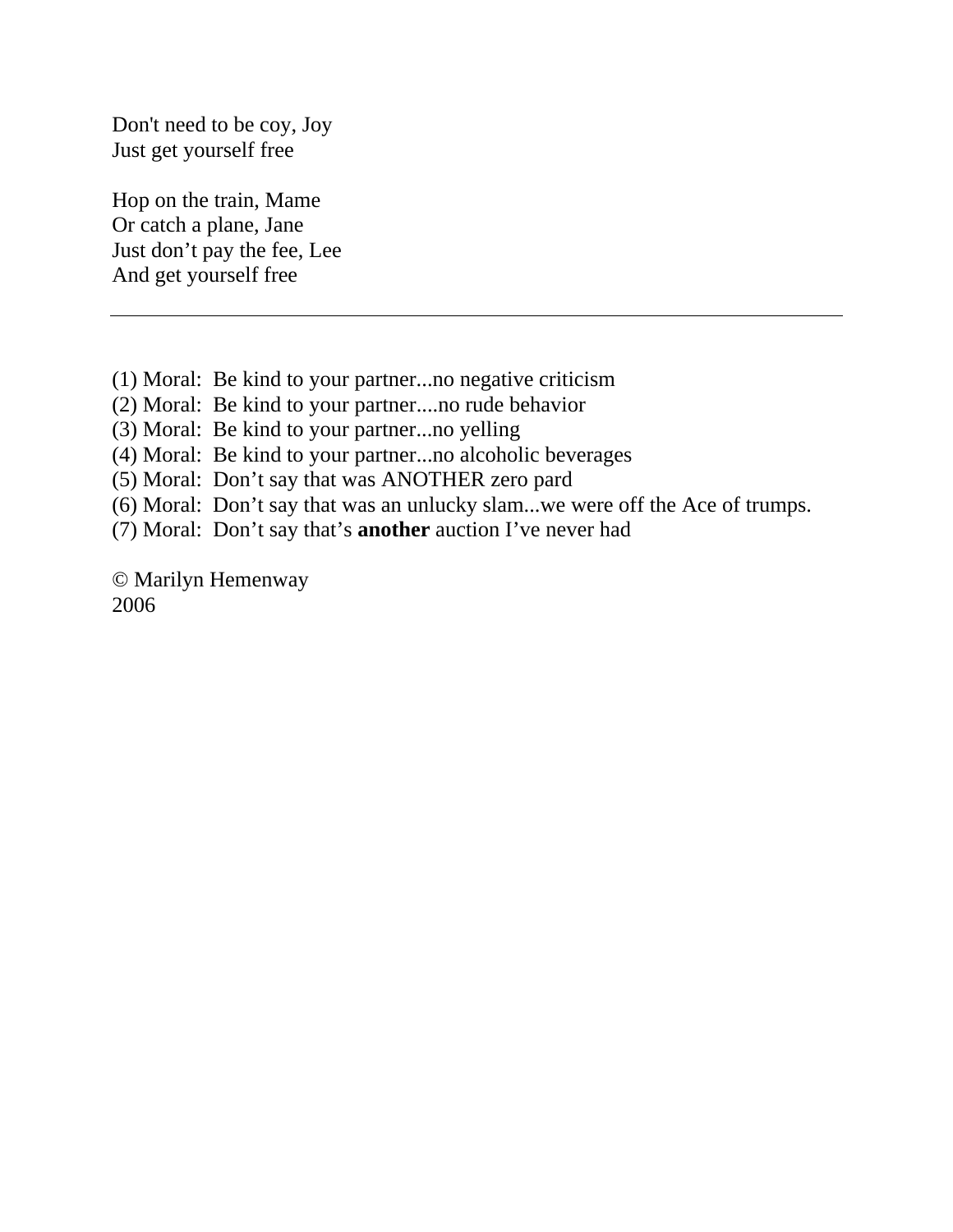Don't need to be coy, Joy
Just get yourself free

Hop on the train, Mame
Or catch a plane, Jane
Just don't pay the fee, Lee
And get yourself free

---

(1) Moral: Be kind to your partner...no negative criticism
(2) Moral: Be kind to your partner....no rude behavior
(3) Moral: Be kind to your partner...no yelling
(4) Moral: Be kind to your partner...no alcoholic beverages
(5) Moral: Don't say that was ANOTHER zero pard
(6) Moral: Don't say that was an unlucky slam...we were off the Ace of trumps.
(7) Moral: Don't say that's **another** auction I've never had

© Marilyn Hemenway
2006